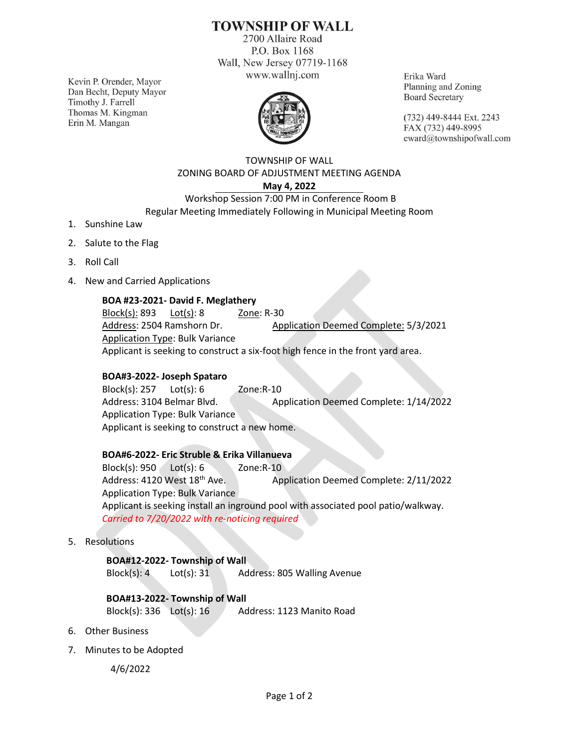# TOWNSHIP OF WALL

2700 Allaire Road
P.O. Box 1168
Wall, New Jersey 07719-1168
www.wallnj.com

Kevin P. Orender, Mayor
Dan Becht, Deputy Mayor
Timothy J. Farrell
Thomas M. Kingman
Erin M. Mangan

Erika Ward
Planning and Zoning
Board Secretary

(732) 449-8444 Ext. 2243
FAX (732) 449-8995
eward@townshipofwall.com

## TOWNSHIP OF WALL
## ZONING BOARD OF ADJUSTMENT MEETING AGENDA
### May 4, 2022

Workshop Session 7:00 PM in Conference Room B
Regular Meeting Immediately Following in Municipal Meeting Room

1. Sunshine Law
2. Salute to the Flag
3. Roll Call
4. New and Carried Applications

   **BOA #23-2021- David F. Meglathery**
   Block(s): 893 Lot(s): 8 Zone: R-30
   Address: 2504 Ramshorn Dr. Application Deemed Complete: 5/3/2021
   Application Type: Bulk Variance
   Applicant is seeking to construct a six-foot high fence in the front yard area.

   **BOA#3-2022- Joseph Spataro**
   Block(s): 257 Lot(s): 6 Zone:R-10
   Address: 3104 Belmar Blvd. Application Deemed Complete: 1/14/2022
   Application Type: Bulk Variance
   Applicant is seeking to construct a new home.

   **BOA#6-2022- Eric Struble & Erika Villanueva**
   Block(s): 950 Lot(s): 6 Zone:R-10
   Address: 4120 West 18th Ave. Application Deemed Complete: 2/11/2022
   Application Type: Bulk Variance
   Applicant is seeking install an inground pool with associated pool patio/walkway.
   *Carried to 7/20/2022 with re-noticing required*

5. Resolutions

   **BOA#12-2022- Township of Wall**
   Block(s): 4 Lot(s): 31 Address: 805 Walling Avenue

   **BOA#13-2022- Township of Wall**
   Block(s): 336 Lot(s): 16 Address: 1123 Manito Road

6. Other Business
7. Minutes to be Adopted

   4/6/2022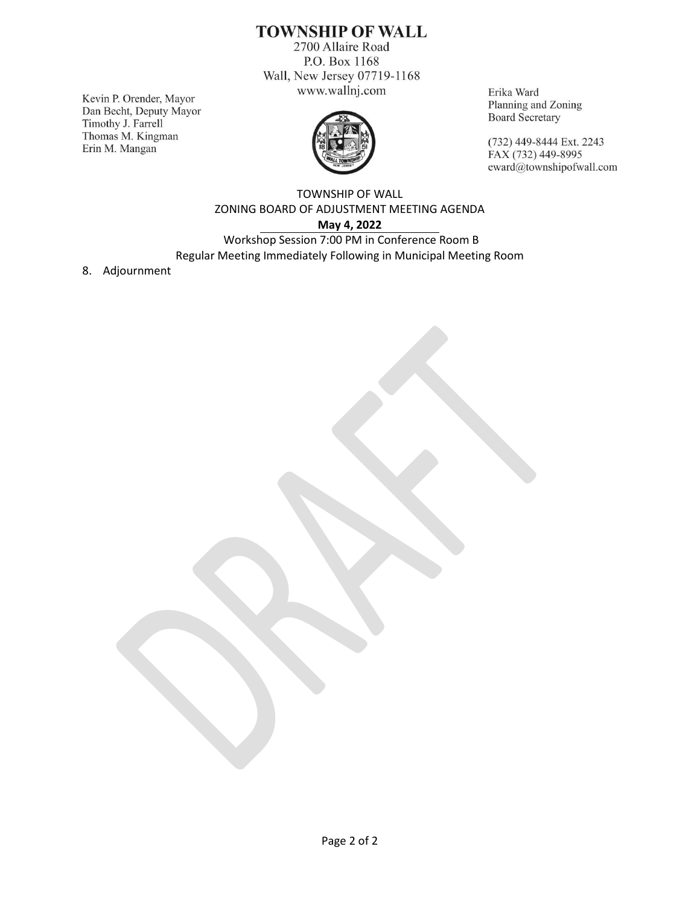# TOWNSHIP OF WALL

2700 Allaire Road
P.O. Box 1168
Wall, New Jersey 07719-1168
www.wallnj.com

Kevin P. Orender, Mayor
Dan Becht, Deputy Mayor
Timothy J. Farrell
Thomas M. Kingman
Erin M. Mangan

Erika Ward
Planning and Zoning
Board Secretary

(732) 449-8444 Ext. 2243
FAX (732) 449-8995
eward@townshipofwall.com

TOWNSHIP OF WALL
ZONING BOARD OF ADJUSTMENT MEETING AGENDA
**May 4, 2022**
Workshop Session 7:00 PM in Conference Room B
Regular Meeting Immediately Following in Municipal Meeting Room

8. Adjournment

DRAFT